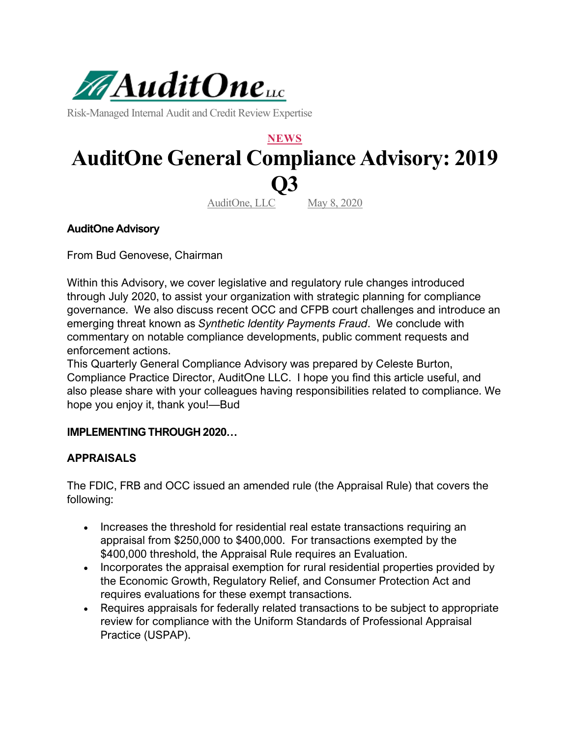AuditOne LLC

Risk-Managed Internal Audit and Credit Review Expertise

NEWS

# AuditOne General Compliance Advisory: 2019 Q3

AuditOne, LLC May 8, 2020

**AuditOne Advisory**

From Bud Genovese, Chairman

Within this Advisory, we cover legislative and regulatory rule changes introduced through July 2020, to assist your organization with strategic planning for compliance governance. We also discuss recent OCC and CFPB court challenges and introduce an emerging threat known as *Synthetic Identity Payments Fraud*. We conclude with commentary on notable compliance developments, public comment requests and enforcement actions.

This Quarterly General Compliance Advisory was prepared by Celeste Burton, Compliance Practice Director, AuditOne LLC. I hope you find this article useful, and also please share with your colleagues having responsibilities related to compliance. We hope you enjoy it, thank you!—Bud

**IMPLEMENTING THROUGH 2020…**

## APPRAISALS

The FDIC, FRB and OCC issued an amended rule (the Appraisal Rule) that covers the following:

- Increases the threshold for residential real estate transactions requiring an appraisal from $250,000 to $400,000. For transactions exempted by the $400,000 threshold, the Appraisal Rule requires an Evaluation.
- Incorporates the appraisal exemption for rural residential properties provided by the Economic Growth, Regulatory Relief, and Consumer Protection Act and requires evaluations for these exempt transactions.
- Requires appraisals for federally related transactions to be subject to appropriate review for compliance with the Uniform Standards of Professional Appraisal Practice (USPAP).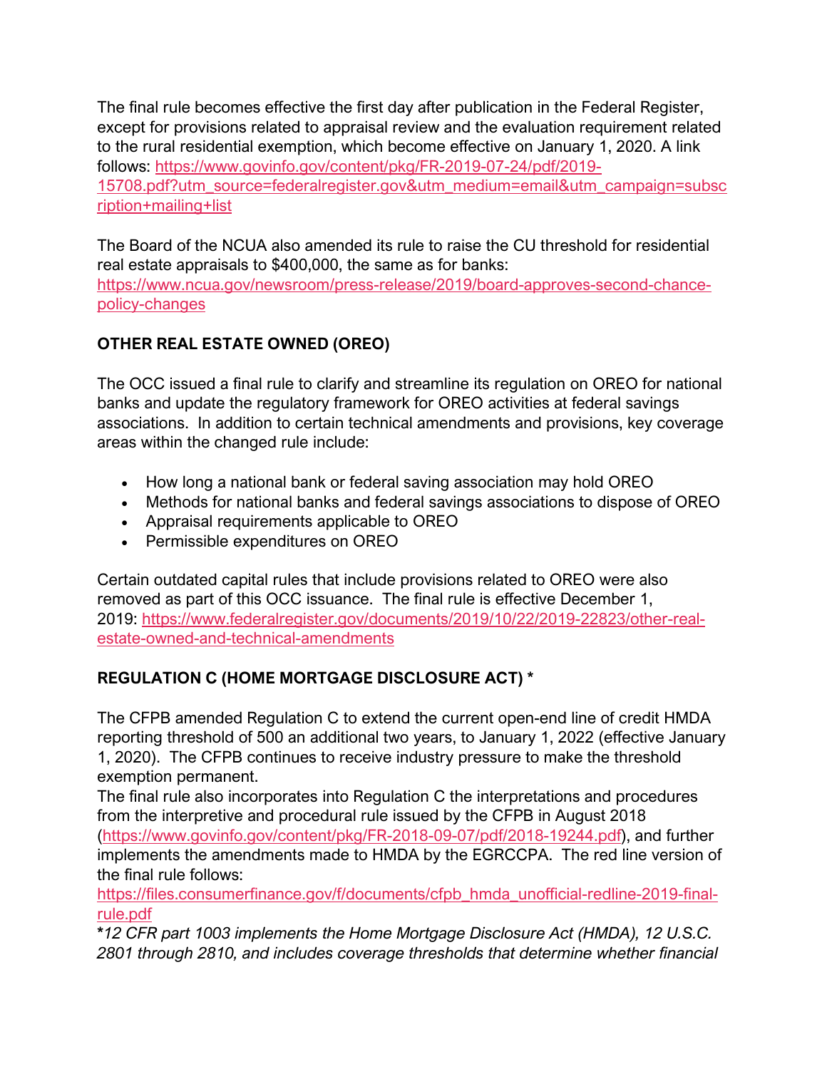The final rule becomes effective the first day after publication in the Federal Register, except for provisions related to appraisal review and the evaluation requirement related to the rural residential exemption, which become effective on January 1, 2020. A link follows: [https://www.govinfo.gov/content/pkg/FR-2019-07-24/pdf/2019-15708.pdf?utm_source=federalregister.gov&utm_medium=email&utm_campaign=subscription+mailing+list](https://www.govinfo.gov/content/pkg/FR-2019-07-24/pdf/2019-15708.pdf?utm_source=federalregister.gov&utm_medium=email&utm_campaign=subscription+mailing+list)

The Board of the NCUA also amended its rule to raise the CU threshold for residential real estate appraisals to $400,000, the same as for banks: [https://www.ncua.gov/newsroom/press-release/2019/board-approves-second-chance-policy-changes](https://www.ncua.gov/newsroom/press-release/2019/board-approves-second-chance-policy-changes)

### OTHER REAL ESTATE OWNED (OREO)

The OCC issued a final rule to clarify and streamline its regulation on OREO for national banks and update the regulatory framework for OREO activities at federal savings associations. In addition to certain technical amendments and provisions, key coverage areas within the changed rule include:

- How long a national bank or federal saving association may hold OREO
- Methods for national banks and federal savings associations to dispose of OREO
- Appraisal requirements applicable to OREO
- Permissible expenditures on OREO

Certain outdated capital rules that include provisions related to OREO were also removed as part of this OCC issuance. The final rule is effective December 1, 2019: [https://www.federalregister.gov/documents/2019/10/22/2019-22823/other-real-estate-owned-and-technical-amendments](https://www.federalregister.gov/documents/2019/10/22/2019-22823/other-real-estate-owned-and-technical-amendments)

### REGULATION C (HOME MORTGAGE DISCLOSURE ACT) *

The CFPB amended Regulation C to extend the current open-end line of credit HMDA reporting threshold of 500 an additional two years, to January 1, 2022 (effective January 1, 2020). The CFPB continues to receive industry pressure to make the threshold exemption permanent.
The final rule also incorporates into Regulation C the interpretations and procedures from the interpretive and procedural rule issued by the CFPB in August 2018 ([https://www.govinfo.gov/content/pkg/FR-2018-09-07/pdf/2018-19244.pdf](https://www.govinfo.gov/content/pkg/FR-2018-09-07/pdf/2018-19244.pdf)), and further implements the amendments made to HMDA by the EGRCCPA. The red line version of the final rule follows:
[https://files.consumerfinance.gov/f/documents/cfpb_hmda_unofficial-redline-2019-final-rule.pdf](https://files.consumerfinance.gov/f/documents/cfpb_hmda_unofficial-redline-2019-final-rule.pdf)
**\***_12 CFR part 1003 implements the Home Mortgage Disclosure Act (HMDA), 12 U.S.C. 2801 through 2810, and includes coverage thresholds that determine whether financial_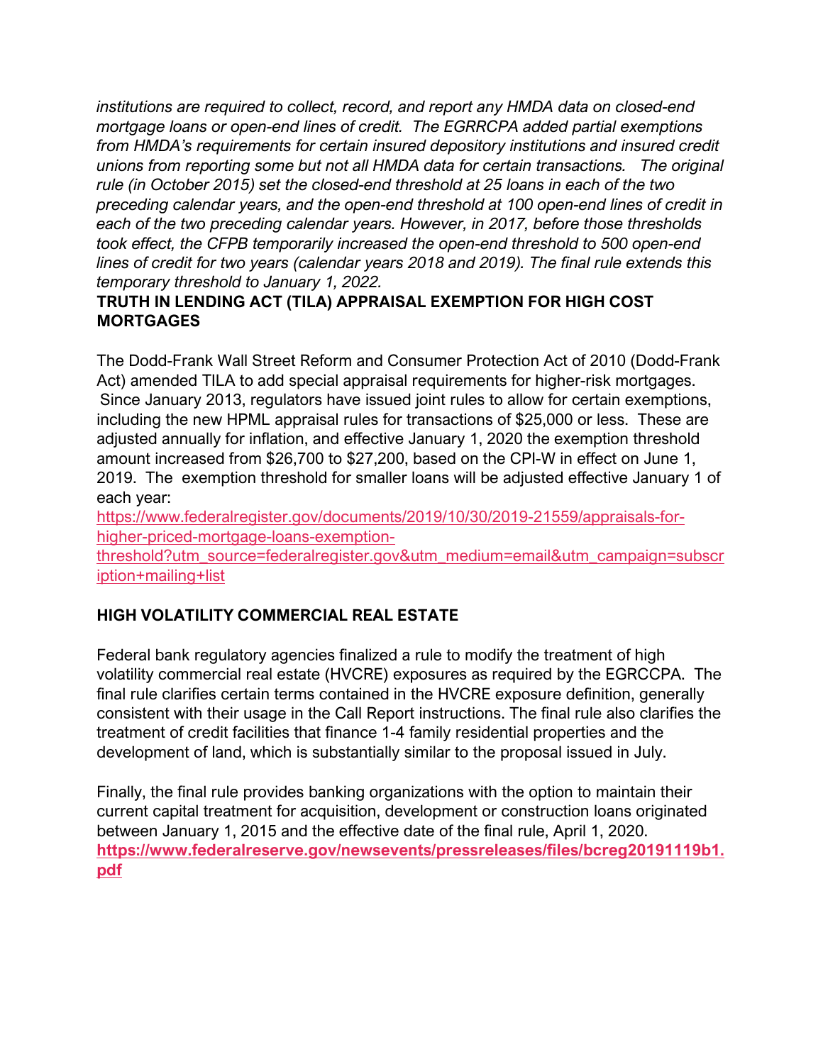*institutions are required to collect, record, and report any HMDA data on closed-end mortgage loans or open-end lines of credit. The EGRRCPA added partial exemptions from HMDA's requirements for certain insured depository institutions and insured credit unions from reporting some but not all HMDA data for certain transactions. The original rule (in October 2015) set the closed-end threshold at 25 loans in each of the two preceding calendar years, and the open-end threshold at 100 open-end lines of credit in each of the two preceding calendar years. However, in 2017, before those thresholds took effect, the CFPB temporarily increased the open-end threshold to 500 open-end lines of credit for two years (calendar years 2018 and 2019). The final rule extends this temporary threshold to January 1, 2022.*

## TRUTH IN LENDING ACT (TILA) APPRAISAL EXEMPTION FOR HIGH COST MORTGAGES

The Dodd-Frank Wall Street Reform and Consumer Protection Act of 2010 (Dodd-Frank Act) amended TILA to add special appraisal requirements for higher-risk mortgages. Since January 2013, regulators have issued joint rules to allow for certain exemptions, including the new HPML appraisal rules for transactions of $25,000 or less. These are adjusted annually for inflation, and effective January 1, 2020 the exemption threshold amount increased from $26,700 to $27,200, based on the CPI-W in effect on June 1, 2019. The exemption threshold for smaller loans will be adjusted effective January 1 of each year:
https://www.federalregister.gov/documents/2019/10/30/2019-21559/appraisals-for-higher-priced-mortgage-loans-exemption-threshold?utm_source=federalregister.gov&utm_medium=email&utm_campaign=subscription+mailing+list

## HIGH VOLATILITY COMMERCIAL REAL ESTATE

Federal bank regulatory agencies finalized a rule to modify the treatment of high volatility commercial real estate (HVCRE) exposures as required by the EGRCCPA. The final rule clarifies certain terms contained in the HVCRE exposure definition, generally consistent with their usage in the Call Report instructions. The final rule also clarifies the treatment of credit facilities that finance 1-4 family residential properties and the development of land, which is substantially similar to the proposal issued in July.

Finally, the final rule provides banking organizations with the option to maintain their current capital treatment for acquisition, development or construction loans originated between January 1, 2015 and the effective date of the final rule, April 1, 2020.
**https://www.federalreserve.gov/newsevents/pressreleases/files/bcreg20191119b1.pdf**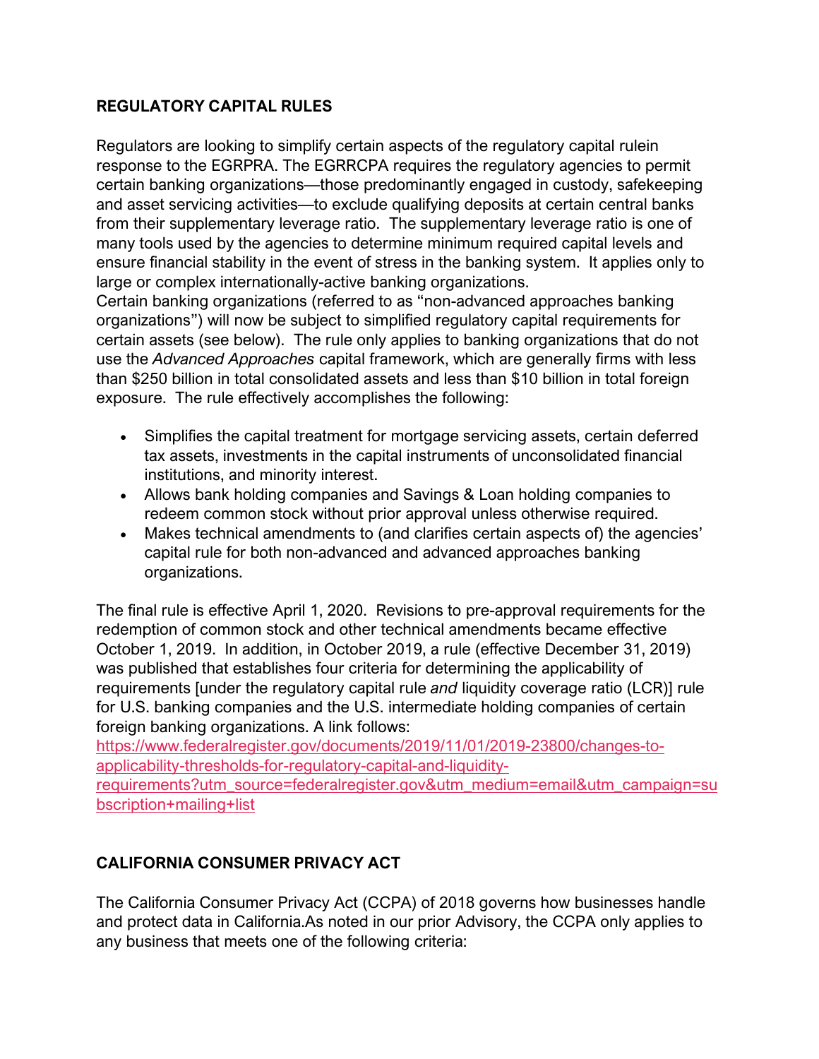**REGULATORY CAPITAL RULES**

Regulators are looking to simplify certain aspects of the regulatory capital rulein response to the EGRPRA. The EGRRCPA requires the regulatory agencies to permit certain banking organizations—those predominantly engaged in custody, safekeeping and asset servicing activities—to exclude qualifying deposits at certain central banks from their supplementary leverage ratio. The supplementary leverage ratio is one of many tools used by the agencies to determine minimum required capital levels and ensure financial stability in the event of stress in the banking system. It applies only to large or complex internationally-active banking organizations.
Certain banking organizations (referred to as "non-advanced approaches banking organizations") will now be subject to simplified regulatory capital requirements for certain assets (see below). The rule only applies to banking organizations that do not use the *Advanced Approaches* capital framework, which are generally firms with less than $250 billion in total consolidated assets and less than $10 billion in total foreign exposure. The rule effectively accomplishes the following:

- Simplifies the capital treatment for mortgage servicing assets, certain deferred tax assets, investments in the capital instruments of unconsolidated financial institutions, and minority interest.
- Allows bank holding companies and Savings & Loan holding companies to redeem common stock without prior approval unless otherwise required.
- Makes technical amendments to (and clarifies certain aspects of) the agencies' capital rule for both non-advanced and advanced approaches banking organizations.

The final rule is effective April 1, 2020. Revisions to pre-approval requirements for the redemption of common stock and other technical amendments became effective October 1, 2019. In addition, in October 2019, a rule (effective December 31, 2019) was published that establishes four criteria for determining the applicability of requirements [under the regulatory capital rule *and* liquidity coverage ratio (LCR)] rule for U.S. banking companies and the U.S. intermediate holding companies of certain foreign banking organizations. A link follows:
https://www.federalregister.gov/documents/2019/11/01/2019-23800/changes-to-applicability-thresholds-for-regulatory-capital-and-liquidity-requirements?utm_source=federalregister.gov&utm_medium=email&utm_campaign=subscription+mailing+list

**CALIFORNIA CONSUMER PRIVACY ACT**

The California Consumer Privacy Act (CCPA) of 2018 governs how businesses handle and protect data in California.As noted in our prior Advisory, the CCPA only applies to any business that meets one of the following criteria: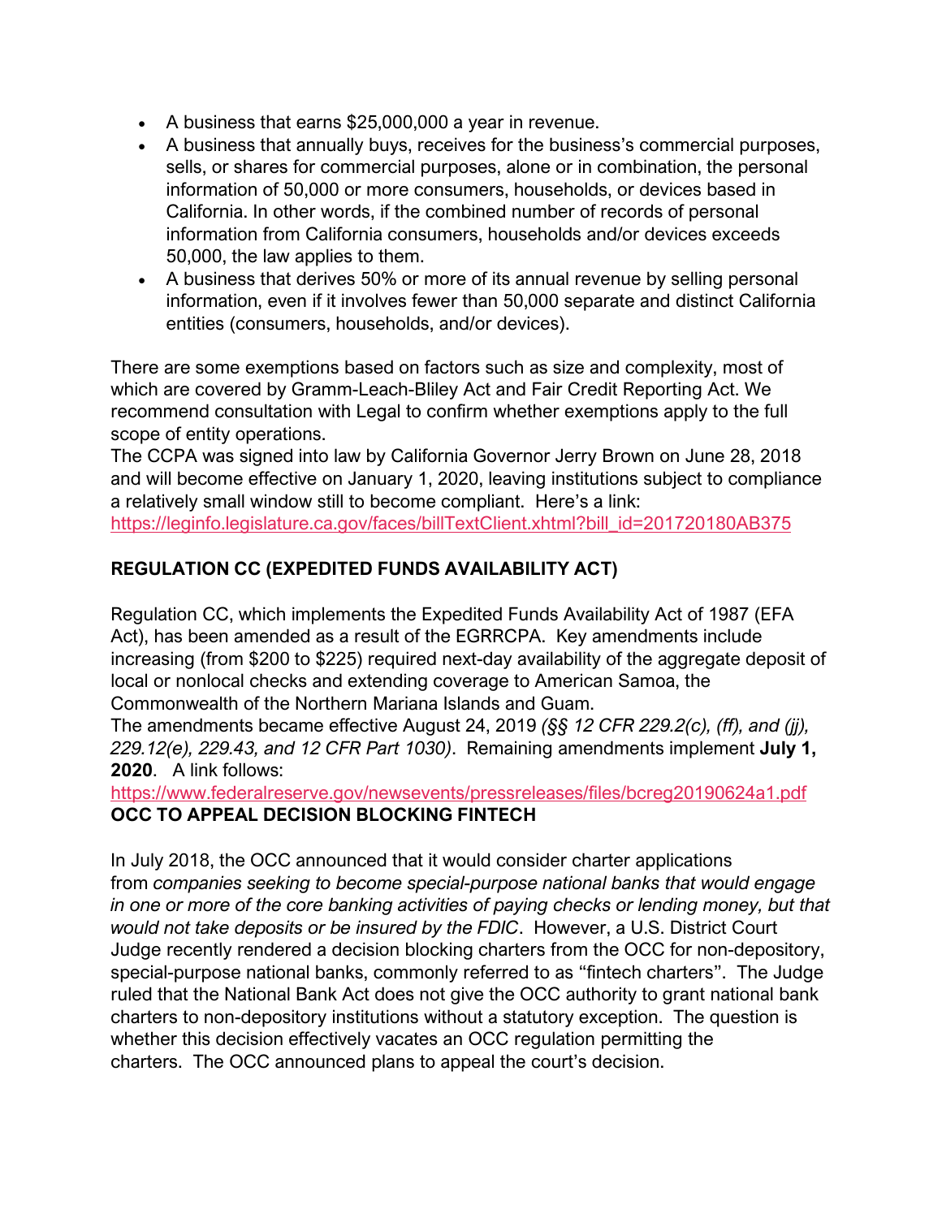- A business that earns $25,000,000 a year in revenue.
- A business that annually buys, receives for the business's commercial purposes, sells, or shares for commercial purposes, alone or in combination, the personal information of 50,000 or more consumers, households, or devices based in California. In other words, if the combined number of records of personal information from California consumers, households and/or devices exceeds 50,000, the law applies to them.
- A business that derives 50% or more of its annual revenue by selling personal information, even if it involves fewer than 50,000 separate and distinct California entities (consumers, households, and/or devices).

There are some exemptions based on factors such as size and complexity, most of which are covered by Gramm-Leach-Bliley Act and Fair Credit Reporting Act. We recommend consultation with Legal to confirm whether exemptions apply to the full scope of entity operations.

The CCPA was signed into law by California Governor Jerry Brown on June 28, 2018 and will become effective on January 1, 2020, leaving institutions subject to compliance a relatively small window still to become compliant. Here's a link: https://leginfo.legislature.ca.gov/faces/billTextClient.xhtml?bill_id=201720180AB375

## REGULATION CC (EXPEDITED FUNDS AVAILABILITY ACT)

Regulation CC, which implements the Expedited Funds Availability Act of 1987 (EFA Act), has been amended as a result of the EGRRCPA. Key amendments include increasing (from $200 to $225) required next-day availability of the aggregate deposit of local or nonlocal checks and extending coverage to American Samoa, the Commonwealth of the Northern Mariana Islands and Guam.

The amendments became effective August 24, 2019 *(§§ 12 CFR 229.2(c), (ff), and (jj), 229.12(e), 229.43, and 12 CFR Part 1030)*. Remaining amendments implement **July 1, 2020**. A link follows: https://www.federalreserve.gov/newsevents/pressreleases/files/bcreg20190624a1.pdf

## OCC TO APPEAL DECISION BLOCKING FINTECH

In July 2018, the OCC announced that it would consider charter applications from *companies seeking to become special-purpose national banks that would engage in one or more of the core banking activities of paying checks or lending money, but that would not take deposits or be insured by the FDIC*. However, a U.S. District Court Judge recently rendered a decision blocking charters from the OCC for non-depository, special-purpose national banks, commonly referred to as "fintech charters". The Judge ruled that the National Bank Act does not give the OCC authority to grant national bank charters to non-depository institutions without a statutory exception. The question is whether this decision effectively vacates an OCC regulation permitting the charters. The OCC announced plans to appeal the court's decision.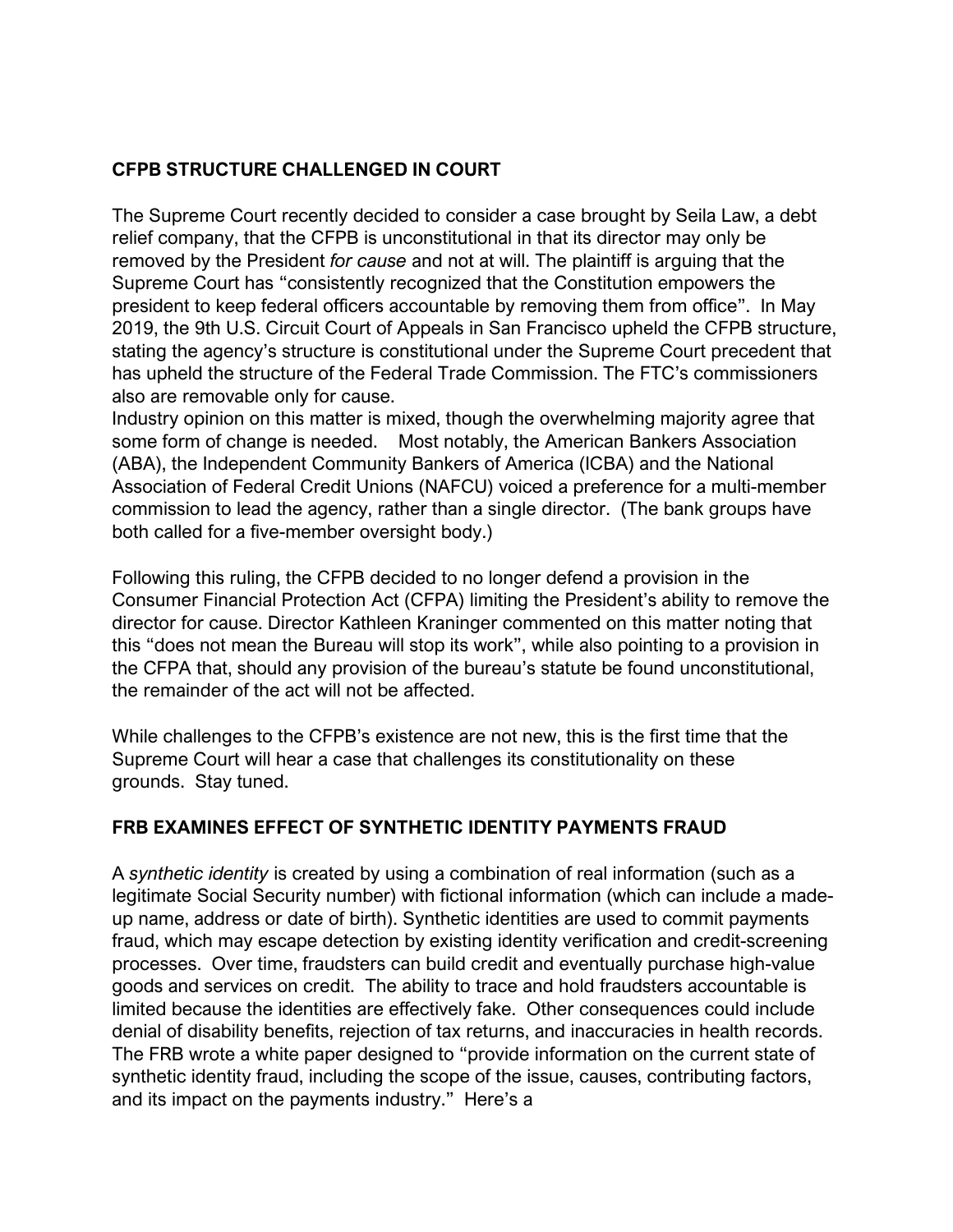## **CFPB STRUCTURE CHALLENGED IN COURT**

The Supreme Court recently decided to consider a case brought by Seila Law, a debt relief company, that the CFPB is unconstitutional in that its director may only be removed by the President *for cause* and not at will. The plaintiff is arguing that the Supreme Court has "consistently recognized that the Constitution empowers the president to keep federal officers accountable by removing them from office". In May 2019, the 9th U.S. Circuit Court of Appeals in San Francisco upheld the CFPB structure, stating the agency's structure is constitutional under the Supreme Court precedent that has upheld the structure of the Federal Trade Commission. The FTC's commissioners also are removable only for cause.

Industry opinion on this matter is mixed, though the overwhelming majority agree that some form of change is needed. Most notably, the American Bankers Association (ABA), the Independent Community Bankers of America (ICBA) and the National Association of Federal Credit Unions (NAFCU) voiced a preference for a multi-member commission to lead the agency, rather than a single director. (The bank groups have both called for a five-member oversight body.)

Following this ruling, the CFPB decided to no longer defend a provision in the Consumer Financial Protection Act (CFPA) limiting the President's ability to remove the director for cause. Director Kathleen Kraninger commented on this matter noting that this "does not mean the Bureau will stop its work", while also pointing to a provision in the CFPA that, should any provision of the bureau's statute be found unconstitutional, the remainder of the act will not be affected.

While challenges to the CFPB's existence are not new, this is the first time that the Supreme Court will hear a case that challenges its constitutionality on these grounds. Stay tuned.

## **FRB EXAMINES EFFECT OF SYNTHETIC IDENTITY PAYMENTS FRAUD**

A *synthetic identity* is created by using a combination of real information (such as a legitimate Social Security number) with fictional information (which can include a made-up name, address or date of birth). Synthetic identities are used to commit payments fraud, which may escape detection by existing identity verification and credit-screening processes. Over time, fraudsters can build credit and eventually purchase high-value goods and services on credit. The ability to trace and hold fraudsters accountable is limited because the identities are effectively fake. Other consequences could include denial of disability benefits, rejection of tax returns, and inaccuracies in health records. The FRB wrote a white paper designed to "provide information on the current state of synthetic identity fraud, including the scope of the issue, causes, contributing factors, and its impact on the payments industry." Here's a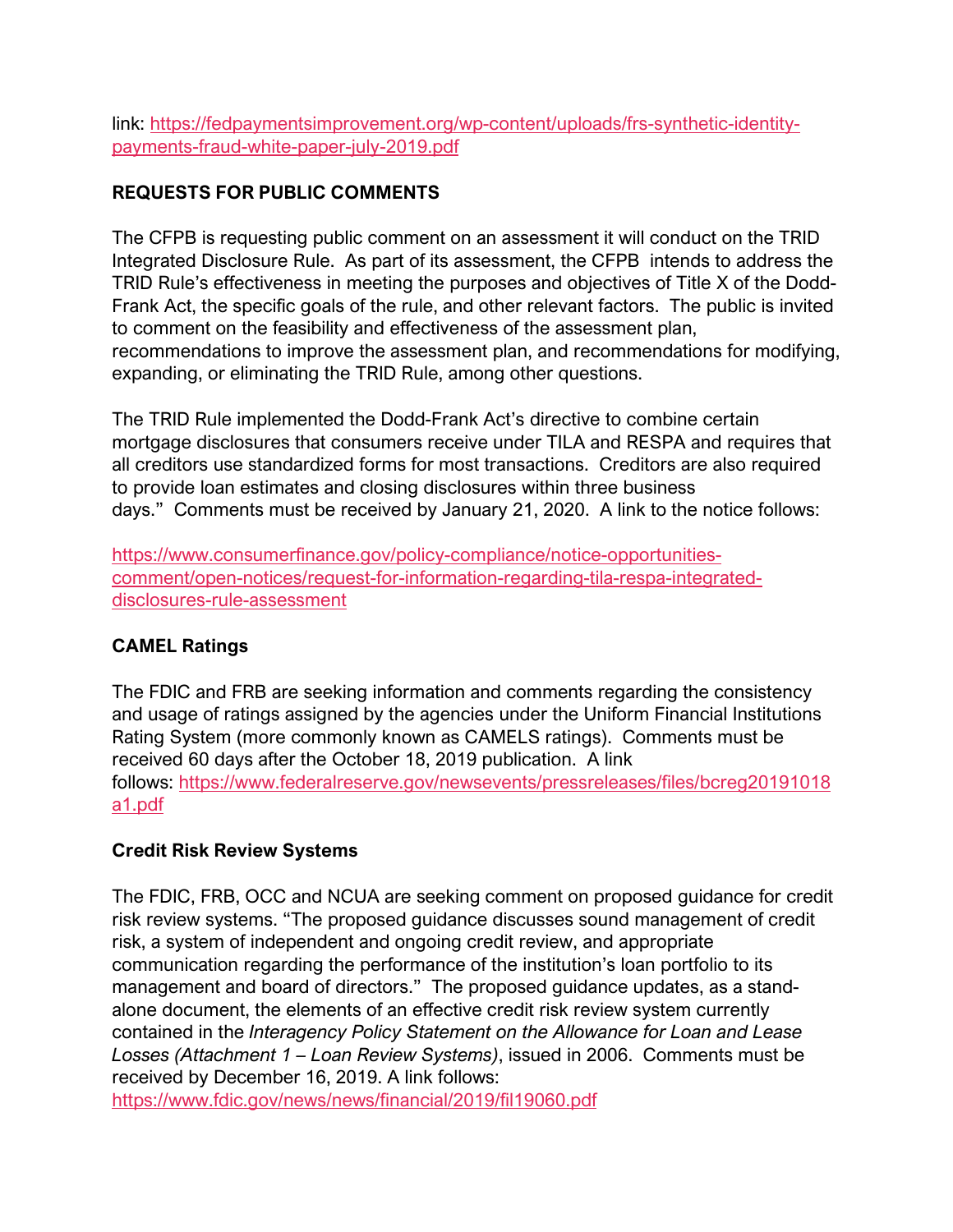link: [https://fedpaymentsimprovement.org/wp-content/uploads/frs-synthetic-identity-payments-fraud-white-paper-july-2019.pdf](https://fedpaymentsimprovement.org/wp-content/uploads/frs-synthetic-identity-payments-fraud-white-paper-july-2019.pdf)

**REQUESTS FOR PUBLIC COMMENTS**

The CFPB is requesting public comment on an assessment it will conduct on the TRID Integrated Disclosure Rule. As part of its assessment, the CFPB intends to address the TRID Rule's effectiveness in meeting the purposes and objectives of Title X of the Dodd-Frank Act, the specific goals of the rule, and other relevant factors. The public is invited to comment on the feasibility and effectiveness of the assessment plan, recommendations to improve the assessment plan, and recommendations for modifying, expanding, or eliminating the TRID Rule, among other questions.

The TRID Rule implemented the Dodd-Frank Act's directive to combine certain mortgage disclosures that consumers receive under TILA and RESPA and requires that all creditors use standardized forms for most transactions. Creditors are also required to provide loan estimates and closing disclosures within three business days." Comments must be received by January 21, 2020. A link to the notice follows:

[https://www.consumerfinance.gov/policy-compliance/notice-opportunities-comment/open-notices/request-for-information-regarding-tila-respa-integrated-disclosures-rule-assessment](https://www.consumerfinance.gov/policy-compliance/notice-opportunities-comment/open-notices/request-for-information-regarding-tila-respa-integrated-disclosures-rule-assessment)

**CAMEL Ratings**

The FDIC and FRB are seeking information and comments regarding the consistency and usage of ratings assigned by the agencies under the Uniform Financial Institutions Rating System (more commonly known as CAMELS ratings). Comments must be received 60 days after the October 18, 2019 publication. A link follows: [https://www.federalreserve.gov/newsevents/pressreleases/files/bcreg20191018a1.pdf](https://www.federalreserve.gov/newsevents/pressreleases/files/bcreg20191018a1.pdf)

**Credit Risk Review Systems**

The FDIC, FRB, OCC and NCUA are seeking comment on proposed guidance for credit risk review systems. "The proposed guidance discusses sound management of credit risk, a system of independent and ongoing credit review, and appropriate communication regarding the performance of the institution's loan portfolio to its management and board of directors." The proposed guidance updates, as a stand-alone document, the elements of an effective credit risk review system currently contained in the *Interagency Policy Statement on the Allowance for Loan and Lease Losses (Attachment 1 – Loan Review Systems)*, issued in 2006. Comments must be received by December 16, 2019. A link follows: [https://www.fdic.gov/news/news/financial/2019/fil19060.pdf](https://www.fdic.gov/news/news/financial/2019/fil19060.pdf)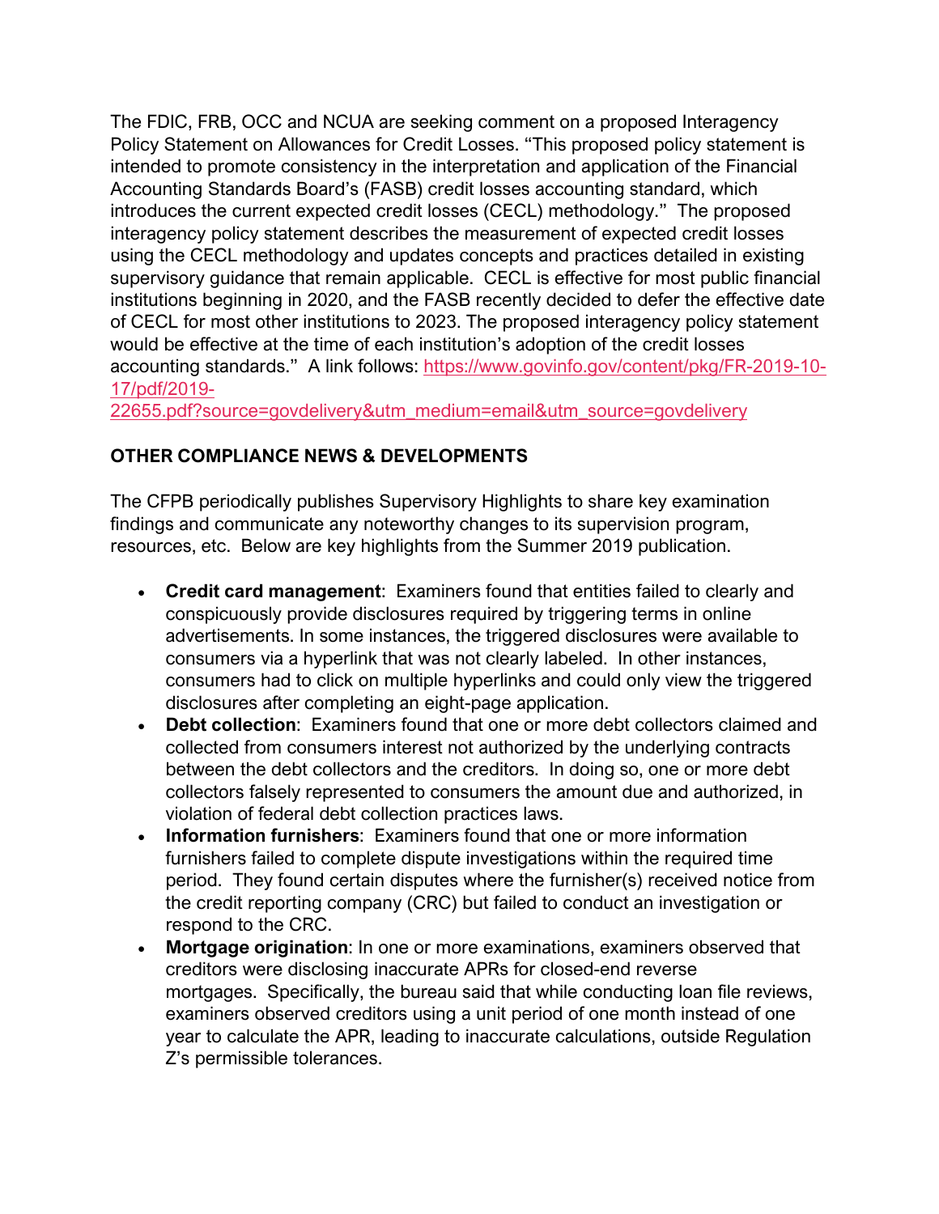The FDIC, FRB, OCC and NCUA are seeking comment on a proposed Interagency Policy Statement on Allowances for Credit Losses. "This proposed policy statement is intended to promote consistency in the interpretation and application of the Financial Accounting Standards Board's (FASB) credit losses accounting standard, which introduces the current expected credit losses (CECL) methodology." The proposed interagency policy statement describes the measurement of expected credit losses using the CECL methodology and updates concepts and practices detailed in existing supervisory guidance that remain applicable. CECL is effective for most public financial institutions beginning in 2020, and the FASB recently decided to defer the effective date of CECL for most other institutions to 2023. The proposed interagency policy statement would be effective at the time of each institution's adoption of the credit losses accounting standards." A link follows: [https://www.govinfo.gov/content/pkg/FR-2019-10-17/pdf/2019-22655.pdf?source=govdelivery&utm_medium=email&utm_source=govdelivery](https://www.govinfo.gov/content/pkg/FR-2019-10-17/pdf/2019-22655.pdf?source=govdelivery&utm_medium=email&utm_source=govdelivery)

**OTHER COMPLIANCE NEWS & DEVELOPMENTS**

The CFPB periodically publishes Supervisory Highlights to share key examination findings and communicate any noteworthy changes to its supervision program, resources, etc. Below are key highlights from the Summer 2019 publication.

- **Credit card management**: Examiners found that entities failed to clearly and conspicuously provide disclosures required by triggering terms in online advertisements. In some instances, the triggered disclosures were available to consumers via a hyperlink that was not clearly labeled. In other instances, consumers had to click on multiple hyperlinks and could only view the triggered disclosures after completing an eight-page application.
- **Debt collection**: Examiners found that one or more debt collectors claimed and collected from consumers interest not authorized by the underlying contracts between the debt collectors and the creditors. In doing so, one or more debt collectors falsely represented to consumers the amount due and authorized, in violation of federal debt collection practices laws.
- **Information furnishers**: Examiners found that one or more information furnishers failed to complete dispute investigations within the required time period. They found certain disputes where the furnisher(s) received notice from the credit reporting company (CRC) but failed to conduct an investigation or respond to the CRC.
- **Mortgage origination**: In one or more examinations, examiners observed that creditors were disclosing inaccurate APRs for closed-end reverse mortgages. Specifically, the bureau said that while conducting loan file reviews, examiners observed creditors using a unit period of one month instead of one year to calculate the APR, leading to inaccurate calculations, outside Regulation Z's permissible tolerances.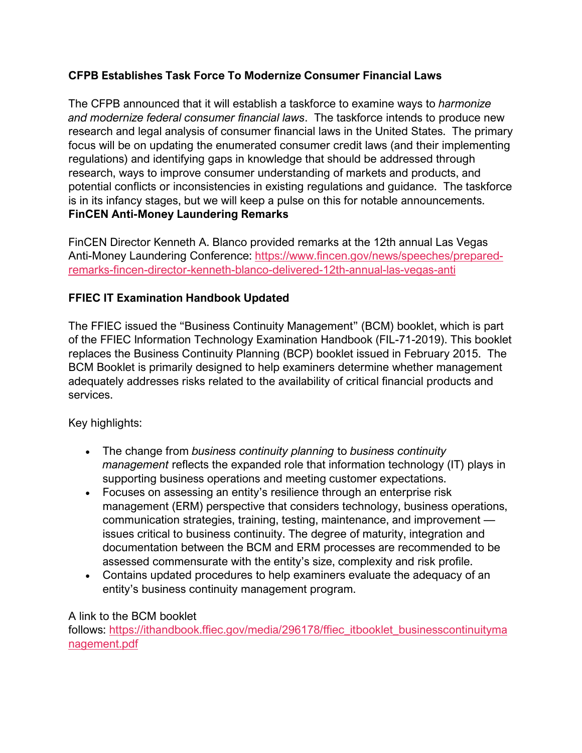**CFPB Establishes Task Force To Modernize Consumer Financial Laws**

The CFPB announced that it will establish a taskforce to examine ways to *harmonize and modernize federal consumer financial laws*. The taskforce intends to produce new research and legal analysis of consumer financial laws in the United States. The primary focus will be on updating the enumerated consumer credit laws (and their implementing regulations) and identifying gaps in knowledge that should be addressed through research, ways to improve consumer understanding of markets and products, and potential conflicts or inconsistencies in existing regulations and guidance. The taskforce is in its infancy stages, but we will keep a pulse on this for notable announcements.

**FinCEN Anti-Money Laundering Remarks**

FinCEN Director Kenneth A. Blanco provided remarks at the 12th annual Las Vegas Anti-Money Laundering Conference: https://www.fincen.gov/news/speeches/prepared-remarks-fincen-director-kenneth-blanco-delivered-12th-annual-las-vegas-anti

**FFIEC IT Examination Handbook Updated**

The FFIEC issued the "Business Continuity Management" (BCM) booklet, which is part of the FFIEC Information Technology Examination Handbook (FIL-71-2019). This booklet replaces the Business Continuity Planning (BCP) booklet issued in February 2015. The BCM Booklet is primarily designed to help examiners determine whether management adequately addresses risks related to the availability of critical financial products and services.

Key highlights:

- The change from *business continuity planning* to *business continuity management* reflects the expanded role that information technology (IT) plays in supporting business operations and meeting customer expectations.
- Focuses on assessing an entity's resilience through an enterprise risk management (ERM) perspective that considers technology, business operations, communication strategies, training, testing, maintenance, and improvement — issues critical to business continuity. The degree of maturity, integration and documentation between the BCM and ERM processes are recommended to be assessed commensurate with the entity's size, complexity and risk profile.
- Contains updated procedures to help examiners evaluate the adequacy of an entity's business continuity management program.

A link to the BCM booklet follows: https://ithandbook.ffiec.gov/media/296178/ffiec_itbooklet_businesscontinuitymanagement.pdf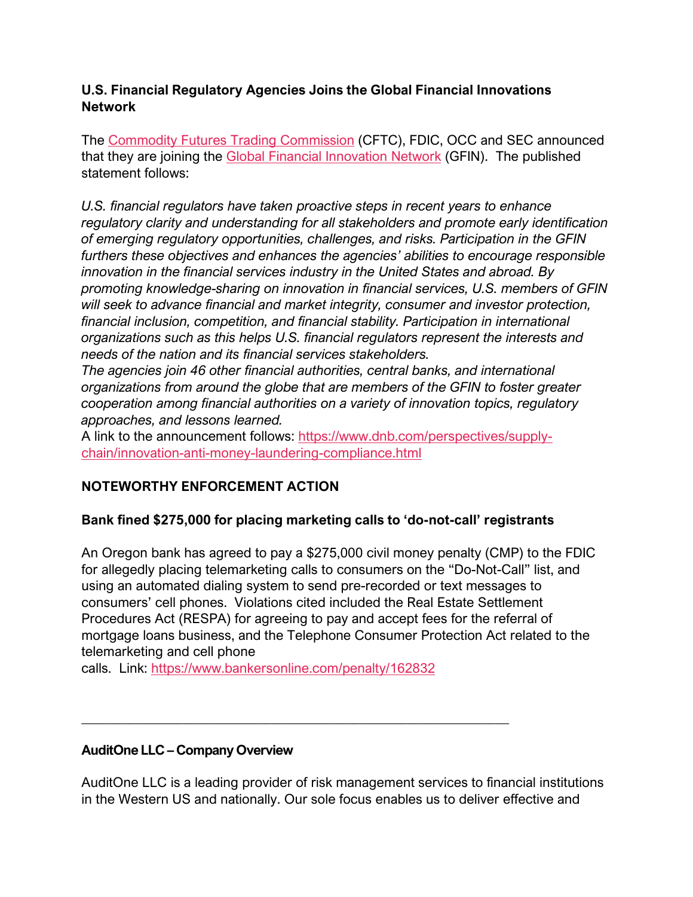**U.S. Financial Regulatory Agencies Joins the Global Financial Innovations Network**

The Commodity Futures Trading Commission (CFTC), FDIC, OCC and SEC announced that they are joining the Global Financial Innovation Network (GFIN). The published statement follows:

*U.S. financial regulators have taken proactive steps in recent years to enhance regulatory clarity and understanding for all stakeholders and promote early identification of emerging regulatory opportunities, challenges, and risks. Participation in the GFIN furthers these objectives and enhances the agencies' abilities to encourage responsible innovation in the financial services industry in the United States and abroad. By promoting knowledge-sharing on innovation in financial services, U.S. members of GFIN will seek to advance financial and market integrity, consumer and investor protection, financial inclusion, competition, and financial stability. Participation in international organizations such as this helps U.S. financial regulators represent the interests and needs of the nation and its financial services stakeholders.*
*The agencies join 46 other financial authorities, central banks, and international organizations from around the globe that are members of the GFIN to foster greater cooperation among financial authorities on a variety of innovation topics, regulatory approaches, and lessons learned.*
A link to the announcement follows: https://www.dnb.com/perspectives/supply-chain/innovation-anti-money-laundering-compliance.html

**NOTEWORTHY ENFORCEMENT ACTION**

**Bank fined $275,000 for placing marketing calls to 'do-not-call' registrants**

An Oregon bank has agreed to pay a $275,000 civil money penalty (CMP) to the FDIC for allegedly placing telemarketing calls to consumers on the "Do-Not-Call" list, and using an automated dialing system to send pre-recorded or text messages to consumers' cell phones. Violations cited included the Real Estate Settlement Procedures Act (RESPA) for agreeing to pay and accept fees for the referral of mortgage loans business, and the Telephone Consumer Protection Act related to the telemarketing and cell phone calls. Link: https://www.bankersonline.com/penalty/162832

---

**AuditOne LLC – Company Overview**

AuditOne LLC is a leading provider of risk management services to financial institutions in the Western US and nationally. Our sole focus enables us to deliver effective and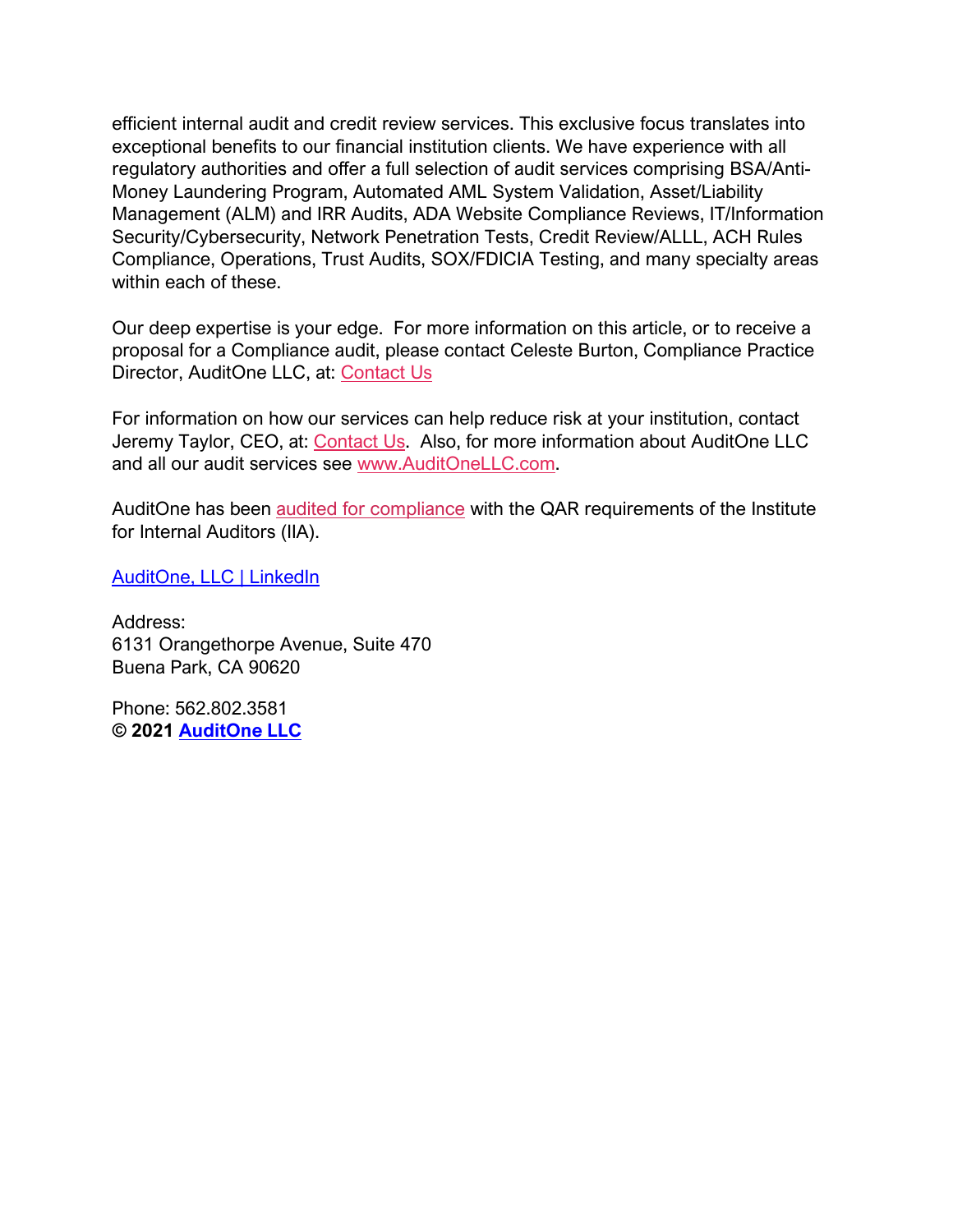efficient internal audit and credit review services. This exclusive focus translates into exceptional benefits to our financial institution clients. We have experience with all regulatory authorities and offer a full selection of audit services comprising BSA/Anti-Money Laundering Program, Automated AML System Validation, Asset/Liability Management (ALM) and IRR Audits, ADA Website Compliance Reviews, IT/Information Security/Cybersecurity, Network Penetration Tests, Credit Review/ALLL, ACH Rules Compliance, Operations, Trust Audits, SOX/FDICIA Testing, and many specialty areas within each of these.

Our deep expertise is your edge. For more information on this article, or to receive a proposal for a Compliance audit, please contact Celeste Burton, Compliance Practice Director, AuditOne LLC, at: Contact Us

For information on how our services can help reduce risk at your institution, contact Jeremy Taylor, CEO, at: Contact Us. Also, for more information about AuditOne LLC and all our audit services see www.AuditOneLLC.com.

AuditOne has been audited for compliance with the QAR requirements of the Institute for Internal Auditors (IIA).

AuditOne, LLC | LinkedIn

Address:
6131 Orangethorpe Avenue, Suite 470
Buena Park, CA 90620

Phone: 562.802.3581
**© 2021 AuditOne LLC**